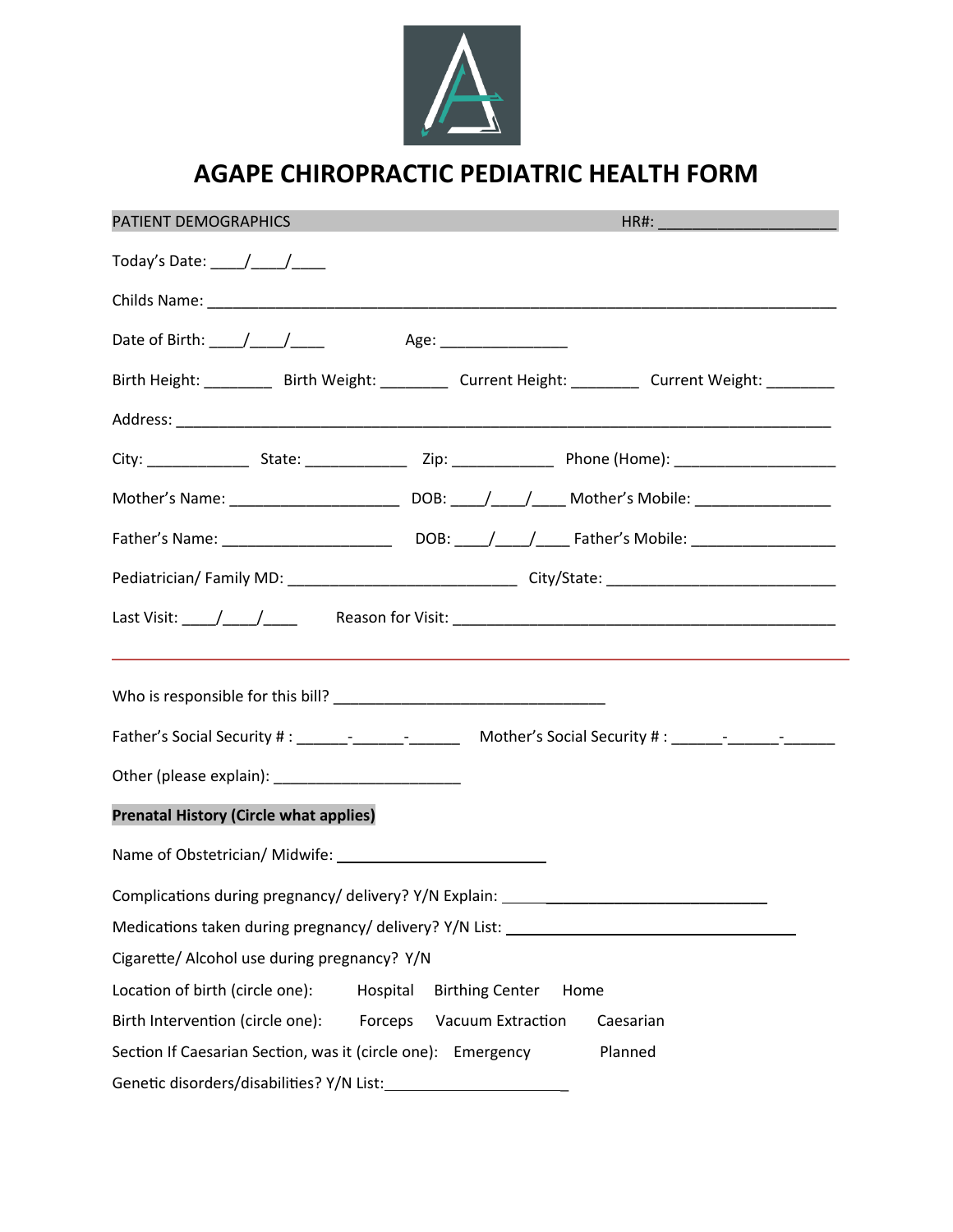# AGAPE CHIROPRACTIC PEDIATRIC HEALTH FORM

PATIENT DEMOGRAPHICS HR#: ____________________

Today's Date: ____/____/____

Childs Name: ______________________________________________________________________________

Date of Birth: ____/____/____ Age: _______________

Birth Height: ________ Birth Weight: ________ Current Height: ________ Current Weight: ________

Address: _________________________________________________________________________________

City: ____________ State: ____________ Zip: ____________ Phone (Home): ___________________

Mother's Name: ____________________ DOB: ____/____/____ Mother's Mobile: ________________

Father's Name: ____________________ DOB: ____/____/____ Father's Mobile: _________________

Pediatrician/ Family MD: ___________________________ City/State: ___________________________

Last Visit: ____/____/____ Reason for Visit: _______________________________________________

---

Who is responsible for this bill? ________________________________

Father's Social Security # : ______-______-______ Mother's Social Security # : ______-______-______

Other (please explain): ______________________

**Prenatal History (Circle what applies)**

Name of Obstetrician/ Midwife: _________________________

Complications during pregnancy/ delivery? Y/N Explain: ______________________________

Medications taken during pregnancy/ delivery? Y/N List: ___________________________________

Cigarette/ Alcohol use during pregnancy? Y/N

Location of birth (circle one): Hospital Birthing Center Home

Birth Intervention (circle one): Forceps Vacuum Extraction Caesarian

Section If Caesarian Section, was it (circle one): Emergency Planned

Genetic disorders/disabilities? Y/N List:______________________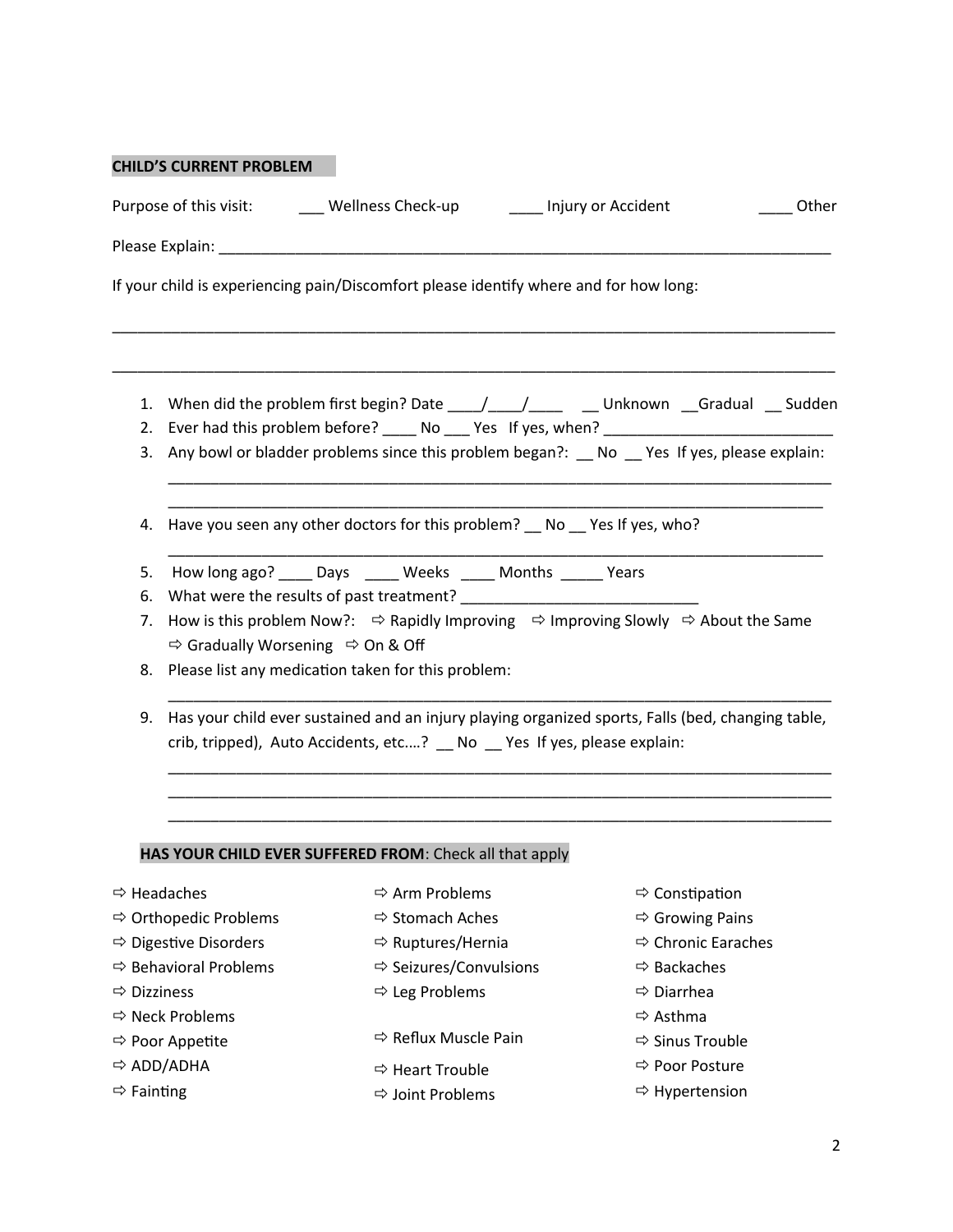## CHILD'S CURRENT PROBLEM

Purpose of this visit: ___ Wellness Check-up ____ Injury or Accident ____ Other

Please Explain: ______________________________________________________________________________

If your child is experiencing pain/Discomfort please identify where and for how long:

_____________________________________________________________________________________________

_____________________________________________________________________________________________

1. When did the problem first begin? Date ____/____/____ __ Unknown __Gradual __ Sudden
2. Ever had this problem before? ____ No ___ Yes If yes, when? ___________________________
3. Any bowl or bladder problems since this problem began?: __ No __ Yes If yes, please explain:
   _________________________________________________________________________________
   _________________________________________________________________________________
4. Have you seen any other doctors for this problem? __ No __ Yes If yes, who?
   _________________________________________________________________________________
5. How long ago? ____ Days ____ Weeks ____ Months _____ Years
6. What were the results of past treatment? ____________________________
7. How is this problem Now?: ⇨ Rapidly Improving ⇨ Improving Slowly ⇨ About the Same ⇨ Gradually Worsening ⇨ On & Off
8. Please list any medication taken for this problem:
   _________________________________________________________________________________
9. Has your child ever sustained and an injury playing organized sports, Falls (bed, changing table, crib, tripped), Auto Accidents, etc….? __ No __ Yes If yes, please explain:
   _________________________________________________________________________________
   _________________________________________________________________________________
   _________________________________________________________________________________

**HAS YOUR CHILD EVER SUFFERED FROM**: Check all that apply

- ⇨ Headaches
- ⇨ Orthopedic Problems
- ⇨ Digestive Disorders
- ⇨ Behavioral Problems
- ⇨ Dizziness
- ⇨ Neck Problems
- ⇨ Poor Appetite
- ⇨ ADD/ADHA
- ⇨ Fainting
- ⇨ Arm Problems
- ⇨ Stomach Aches
- ⇨ Ruptures/Hernia
- ⇨ Seizures/Convulsions
- ⇨ Leg Problems
- ⇨ Reflux Muscle Pain
- ⇨ Heart Trouble
- ⇨ Joint Problems
- ⇨ Constipation
- ⇨ Growing Pains
- ⇨ Chronic Earaches
- ⇨ Backaches
- ⇨ Diarrhea
- ⇨ Asthma
- ⇨ Sinus Trouble
- ⇨ Poor Posture
- ⇨ Hypertension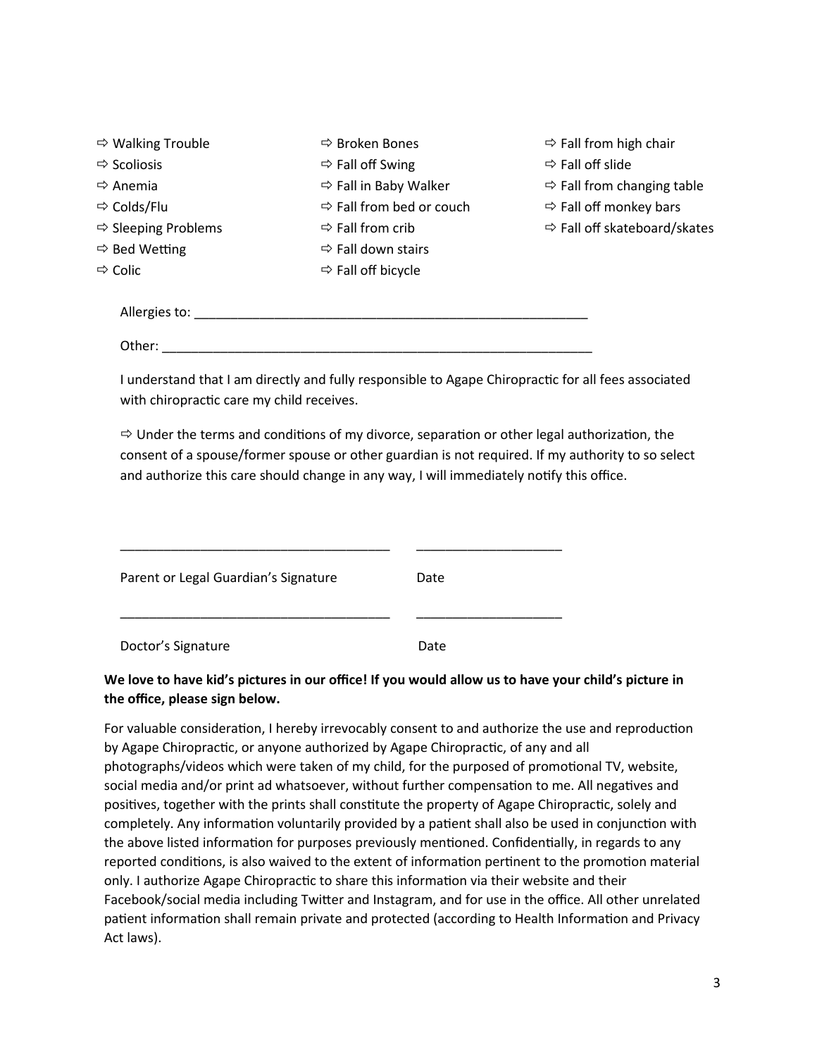⇨ Walking Trouble
⇨ Scoliosis
⇨ Anemia
⇨ Colds/Flu
⇨ Sleeping Problems
⇨ Bed Wetting
⇨ Colic
⇨ Broken Bones
⇨ Fall off Swing
⇨ Fall in Baby Walker
⇨ Fall from bed or couch
⇨ Fall from crib
⇨ Fall down stairs
⇨ Fall off bicycle
⇨ Fall from high chair
⇨ Fall off slide
⇨ Fall from changing table
⇨ Fall off monkey bars
⇨ Fall off skateboard/skates

Allergies to: _______________________________________________________

Other: ____________________________________________________________

I understand that I am directly and fully responsible to Agape Chiropractic for all fees associated with chiropractic care my child receives.

⇨ Under the terms and conditions of my divorce, separation or other legal authorization, the consent of a spouse/former spouse or other guardian is not required. If my authority to so select and authorize this care should change in any way, I will immediately notify this office.

_____________________________________ ____________________

Parent or Legal Guardian's Signature Date

_____________________________________ ____________________

Doctor's Signature Date

**We love to have kid's pictures in our office! If you would allow us to have your child's picture in the office, please sign below.**

For valuable consideration, I hereby irrevocably consent to and authorize the use and reproduction by Agape Chiropractic, or anyone authorized by Agape Chiropractic, of any and all photographs/videos which were taken of my child, for the purposed of promotional TV, website, social media and/or print ad whatsoever, without further compensation to me. All negatives and positives, together with the prints shall constitute the property of Agape Chiropractic, solely and completely. Any information voluntarily provided by a patient shall also be used in conjunction with the above listed information for purposes previously mentioned. Confidentially, in regards to any reported conditions, is also waived to the extent of information pertinent to the promotion material only. I authorize Agape Chiropractic to share this information via their website and their Facebook/social media including Twitter and Instagram, and for use in the office. All other unrelated patient information shall remain private and protected (according to Health Information and Privacy Act laws).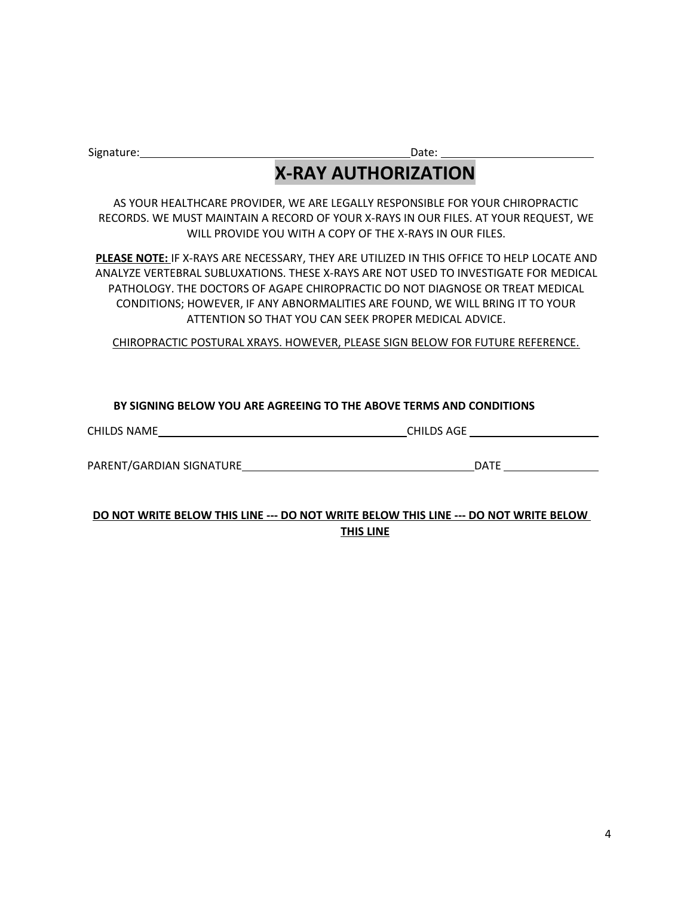Signature: \_\_\_\_\_\_\_\_\_\_\_\_\_\_\_\_\_\_\_\_\_\_\_\_\_\_\_\_\_\_\_\_\_\_\_\_ Date: \_\_\_\_\_\_\_\_\_\_\_\_\_\_\_\_\_\_\_\_

# X-RAY AUTHORIZATION

AS YOUR HEALTHCARE PROVIDER, WE ARE LEGALLY RESPONSIBLE FOR YOUR CHIROPRACTIC RECORDS. WE MUST MAINTAIN A RECORD OF YOUR X-RAYS IN OUR FILES. AT YOUR REQUEST, WE WILL PROVIDE YOU WITH A COPY OF THE X-RAYS IN OUR FILES.

**PLEASE NOTE:** IF X-RAYS ARE NECESSARY, THEY ARE UTILIZED IN THIS OFFICE TO HELP LOCATE AND ANALYZE VERTEBRAL SUBLUXATIONS. THESE X-RAYS ARE NOT USED TO INVESTIGATE FOR MEDICAL PATHOLOGY. THE DOCTORS OF AGAPE CHIROPRACTIC DO NOT DIAGNOSE OR TREAT MEDICAL CONDITIONS; HOWEVER, IF ANY ABNORMALITIES ARE FOUND, WE WILL BRING IT TO YOUR ATTENTION SO THAT YOU CAN SEEK PROPER MEDICAL ADVICE.

CHIROPRACTIC POSTURAL XRAYS. HOWEVER, PLEASE SIGN BELOW FOR FUTURE REFERENCE.

**BY SIGNING BELOW YOU ARE AGREEING TO THE ABOVE TERMS AND CONDITIONS**

CHILDS NAME \_\_\_\_\_\_\_\_\_\_\_\_\_\_\_\_\_\_\_\_\_\_\_\_\_\_\_\_\_\_\_\_ CHILDS AGE \_\_\_\_\_\_\_\_\_\_\_\_\_\_\_\_

PARENT/GARDIAN SIGNATURE \_\_\_\_\_\_\_\_\_\_\_\_\_\_\_\_\_\_\_\_\_\_\_\_\_\_\_\_\_\_ DATE \_\_\_\_\_\_\_\_\_\_\_\_

**DO NOT WRITE BELOW THIS LINE --- DO NOT WRITE BELOW THIS LINE --- DO NOT WRITE BELOW THIS LINE**